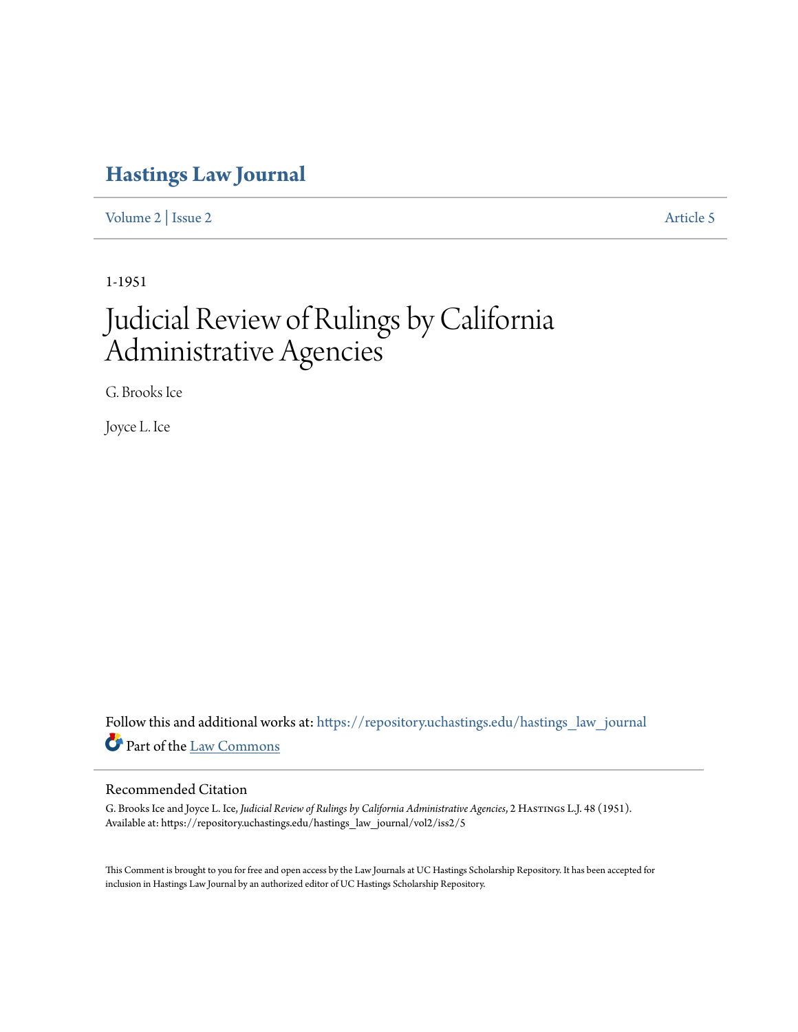# Hastings Law Journal

Volume 2 | Issue 2 Article 5

1-1951

# Judicial Review of Rulings by California Administrative Agencies

G. Brooks Ice

Joyce L. Ice

Follow this and additional works at: https://repository.uchastings.edu/hastings_law_journal

Part of the Law Commons

## Recommended Citation

G. Brooks Ice and Joyce L. Ice, *Judicial Review of Rulings by California Administrative Agencies*, 2 Hastings L.J. 48 (1951).
Available at: https://repository.uchastings.edu/hastings_law_journal/vol2/iss2/5

This Comment is brought to you for free and open access by the Law Journals at UC Hastings Scholarship Repository. It has been accepted for inclusion in Hastings Law Journal by an authorized editor of UC Hastings Scholarship Repository.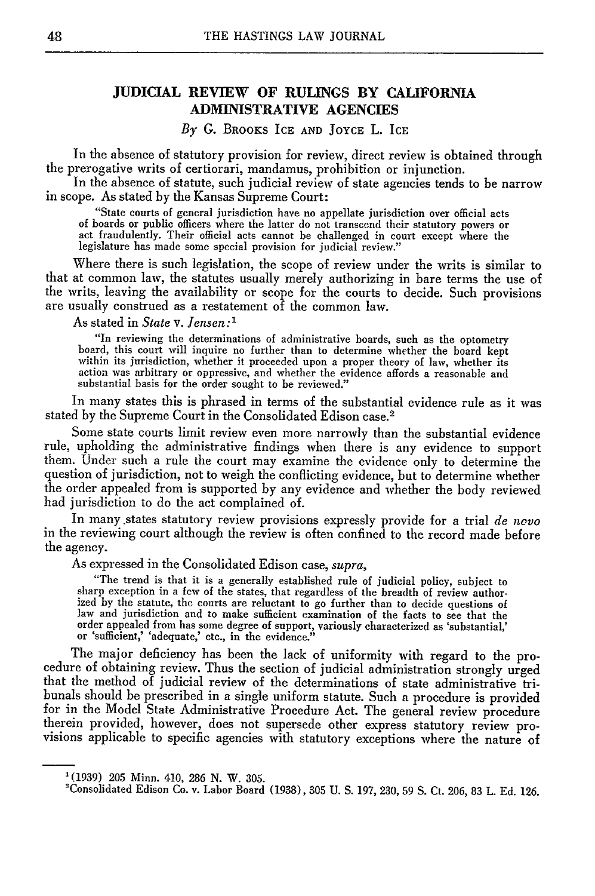## JUDICIAL REVIEW OF RULINGS BY CALIFORNIA ADMINISTRATIVE AGENCIES

*By* G. Brooks Ice and Joyce L. Ice

In the absence of statutory provision for review, direct review is obtained through the prerogative writs of certiorari, mandamus, prohibition or injunction.

In the absence of statute, such judicial review of state agencies tends to be narrow in scope. As stated by the Kansas Supreme Court:

> "State courts of general jurisdiction have no appellate jurisdiction over official acts of boards or public officers where the latter do not transcend their statutory powers or act fraudulently. Their official acts cannot be challenged in court except where the legislature has made some special provision for judicial review."

Where there is such legislation, the scope of review under the writs is similar to that at common law, the statutes usually merely authorizing in bare terms the use of the writs, leaving the availability or scope for the courts to decide. Such provisions are usually construed as a restatement of the common law.

As stated in *State* v. *Jensen*:[1]

> "In reviewing the determinations of administrative boards, such as the optometry board, this court will inquire no further than to determine whether the board kept within its jurisdiction, whether it proceeded upon a proper theory of law, whether its action was arbitrary or oppressive, and whether the evidence affords a reasonable and substantial basis for the order sought to be reviewed."

In many states this is phrased in terms of the substantial evidence rule as it was stated by the Supreme Court in the Consolidated Edison case.[2]

Some state courts limit review even more narrowly than the substantial evidence rule, upholding the administrative findings when there is any evidence to support them. Under such a rule the court may examine the evidence only to determine the question of jurisdiction, not to weigh the conflicting evidence, but to determine whether the order appealed from is supported by any evidence and whether the body reviewed had jurisdiction to do the act complained of.

In many states statutory review provisions expressly provide for a trial *de novo* in the reviewing court although the review is often confined to the record made before the agency.

As expressed in the Consolidated Edison case, *supra*,

> "The trend is that it is a generally established rule of judicial policy, subject to sharp exception in a few of the states, that regardless of the breadth of review authorized by the statute, the courts are reluctant to go further than to decide questions of law and jurisdiction and to make sufficient examination of the facts to see that the order appealed from has some degree of support, variously characterized as 'substantial,' or 'sufficient,' 'adequate,' etc., in the evidence."

The major deficiency has been the lack of uniformity with regard to the procedure of obtaining review. Thus the section of judicial administration strongly urged that the method of judicial review of the determinations of state administrative tribunals should be prescribed in a single uniform statute. Such a procedure is provided for in the Model State Administrative Procedure Act. The general review procedure therein provided, however, does not supersede other express statutory review provisions applicable to specific agencies with statutory exceptions where the nature of

---

[1] (1939) 205 Minn. 410, 286 N. W. 305.

[2] Consolidated Edison Co. v. Labor Board (1938), 305 U. S. 197, 230, 59 S. Ct. 206, 83 L. Ed. 126.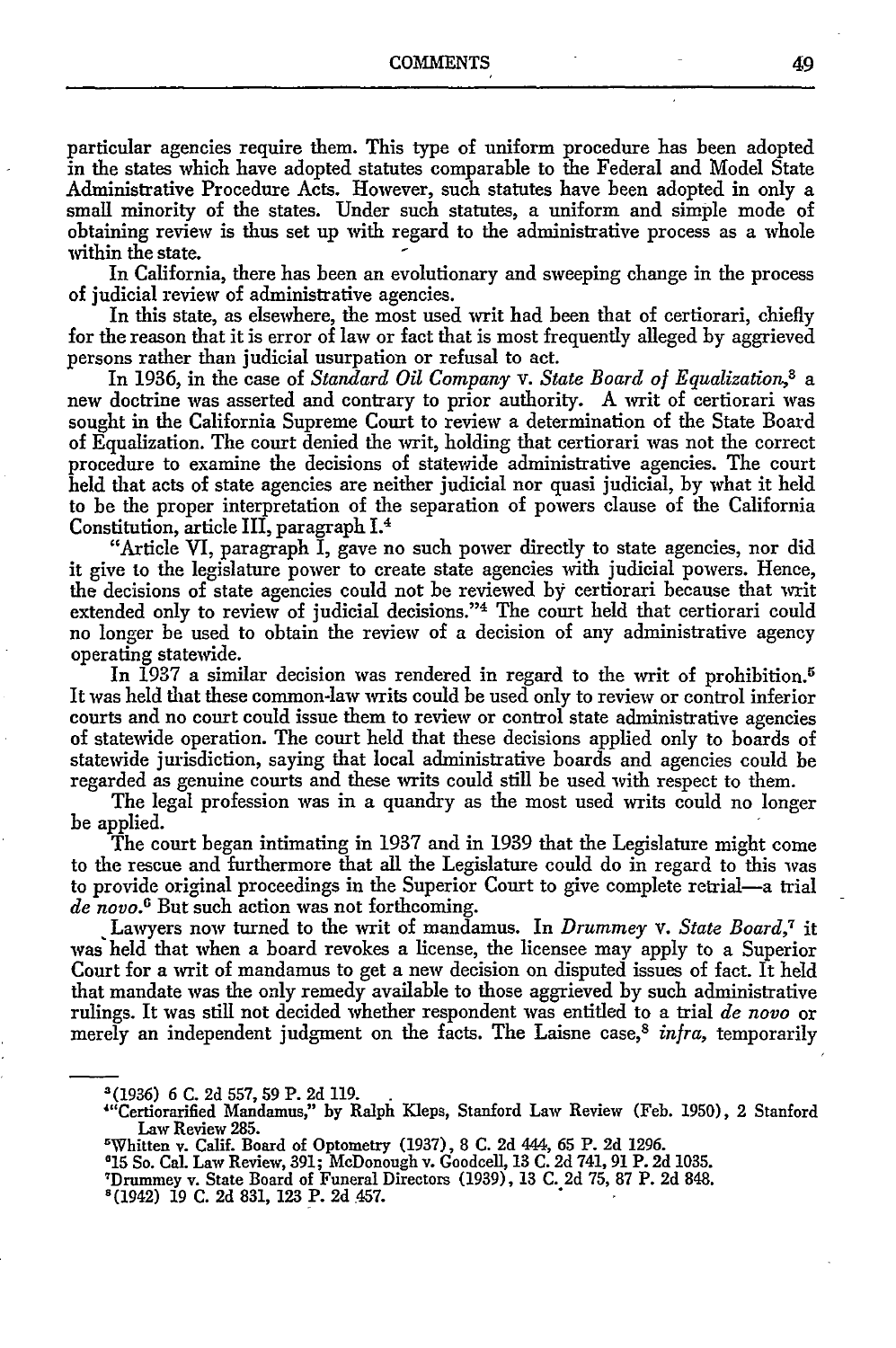particular agencies require them. This type of uniform procedure has been adopted in the states which have adopted statutes comparable to the Federal and Model State Administrative Procedure Acts. However, such statutes have been adopted in only a small minority of the states. Under such statutes, a uniform and simple mode of obtaining review is thus set up with regard to the administrative process as a whole within the state.

In California, there has been an evolutionary and sweeping change in the process of judicial review of administrative agencies.

In this state, as elsewhere, the most used writ had been that of certiorari, chiefly for the reason that it is error of law or fact that is most frequently alleged by aggrieved persons rather than judicial usurpation or refusal to act.

In 1936, in the case of *Standard Oil Company* v. *State Board of Equalization*,[3] a new doctrine was asserted and contrary to prior authority. A writ of certiorari was sought in the California Supreme Court to review a determination of the State Board of Equalization. The court denied the writ, holding that certiorari was not the correct procedure to examine the decisions of statewide administrative agencies. The court held that acts of state agencies are neither judicial nor quasi judicial, by what it held to be the proper interpretation of the separation of powers clause of the California Constitution, article III, paragraph I.[4]

"Article VI, paragraph I, gave no such power directly to state agencies, nor did it give to the legislature power to create state agencies with judicial powers. Hence, the decisions of state agencies could not be reviewed by certiorari because that writ extended only to review of judicial decisions."[4] The court held that certiorari could no longer be used to obtain the review of a decision of any administrative agency operating statewide.

In 1937 a similar decision was rendered in regard to the writ of prohibition.[5] It was held that these common-law writs could be used only to review or control inferior courts and no court could issue them to review or control state administrative agencies of statewide operation. The court held that these decisions applied only to boards of statewide jurisdiction, saying that local administrative boards and agencies could be regarded as genuine courts and these writs could still be used with respect to them.

The legal profession was in a quandry as the most used writs could no longer be applied.

The court began intimating in 1937 and in 1939 that the Legislature might come to the rescue and furthermore that all the Legislature could do in regard to this was to provide original proceedings in the Superior Court to give complete retrial—a trial *de novo*.[6] But such action was not forthcoming.

Lawyers now turned to the writ of mandamus. In *Drummey* v. *State Board*,[7] it was held that when a board revokes a license, the licensee may apply to a Superior Court for a writ of mandamus to get a new decision on disputed issues of fact. It held that mandate was the only remedy available to those aggrieved by such administrative rulings. It was still not decided whether respondent was entitled to a trial *de novo* or merely an independent judgment on the facts. The Laisne case,[8] *infra*, temporarily

---

[3] (1936) 6 C. 2d 557, 59 P. 2d 119.

[4] "Certiorarified Mandamus," by Ralph Kleps, Stanford Law Review (Feb. 1950), 2 Stanford Law Review 285.

[5] Whitten v. Calif. Board of Optometry (1937), 8 C. 2d 444, 65 P. 2d 1296.

[6] 15 So. Cal. Law Review, 391; McDonough v. Goodcell, 13 C. 2d 741, 91 P. 2d 1035.

[7] Drummey v. State Board of Funeral Directors (1939), 13 C. 2d 75, 87 P. 2d 848.

[8] (1942) 19 C. 2d 831, 123 P. 2d 457.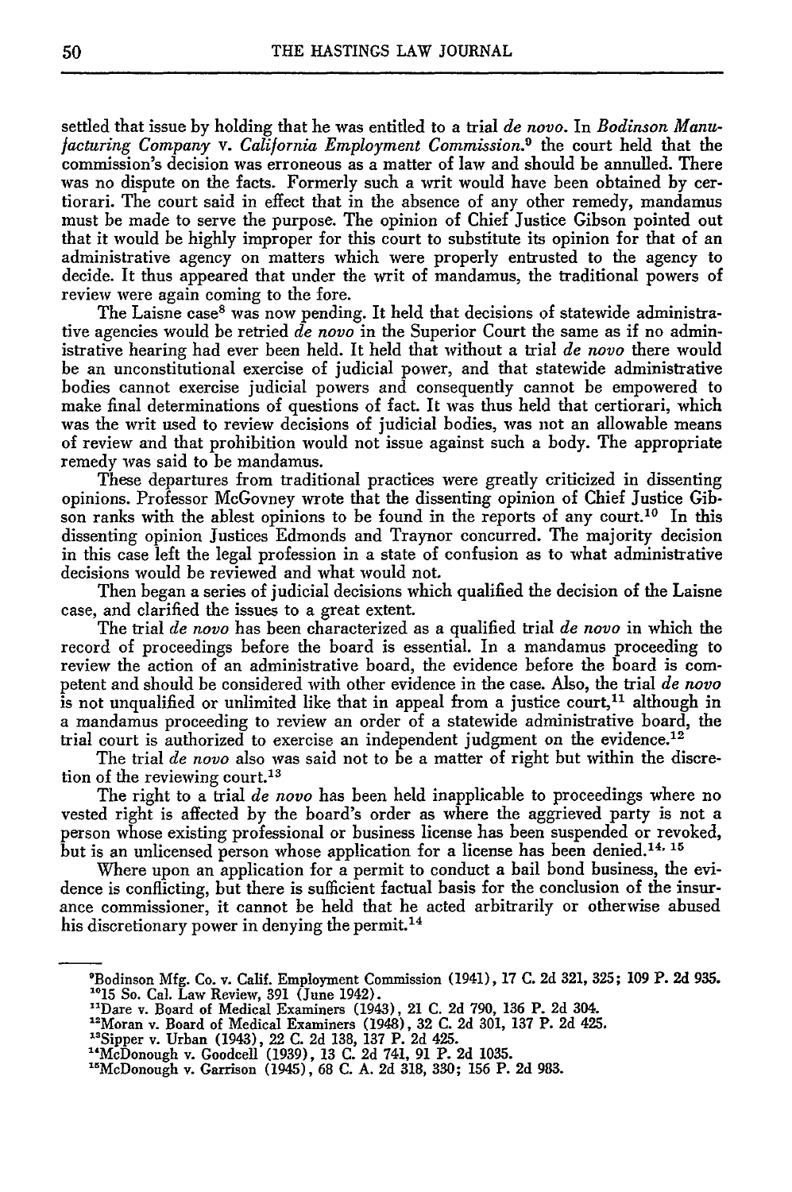settled that issue by holding that he was entitled to a trial *de novo*. In *Bodinson Manufacturing Company* v. *California Employment Commission*.[9] the court held that the commission's decision was erroneous as a matter of law and should be annulled. There was no dispute on the facts. Formerly such a writ would have been obtained by certiorari. The court said in effect that in the absence of any other remedy, mandamus must be made to serve the purpose. The opinion of Chief Justice Gibson pointed out that it would be highly improper for this court to substitute its opinion for that of an administrative agency on matters which were properly entrusted to the agency to decide. It thus appeared that under the writ of mandamus, the traditional powers of review were again coming to the fore.

The Laisne case[8] was now pending. It held that decisions of statewide administrative agencies would be retried *de novo* in the Superior Court the same as if no administrative hearing had ever been held. It held that without a trial *de novo* there would be an unconstitutional exercise of judicial power, and that statewide administrative bodies cannot exercise judicial powers and consequently cannot be empowered to make final determinations of questions of fact. It was thus held that certiorari, which was the writ used to review decisions of judicial bodies, was not an allowable means of review and that prohibition would not issue against such a body. The appropriate remedy was said to be mandamus.

These departures from traditional practices were greatly criticized in dissenting opinions. Professor McGovney wrote that the dissenting opinion of Chief Justice Gibson ranks with the ablest opinions to be found in the reports of any court.[10] In this dissenting opinion Justices Edmonds and Traynor concurred. The majority decision in this case left the legal profession in a state of confusion as to what administrative decisions would be reviewed and what would not.

Then began a series of judicial decisions which qualified the decision of the Laisne case, and clarified the issues to a great extent.

The trial *de novo* has been characterized as a qualified trial *de novo* in which the record of proceedings before the board is essential. In a mandamus proceeding to review the action of an administrative board, the evidence before the board is competent and should be considered with other evidence in the case. Also, the trial *de novo* is not unqualified or unlimited like that in appeal from a justice court,[11] although in a mandamus proceeding to review an order of a statewide administrative board, the trial court is authorized to exercise an independent judgment on the evidence.[12]

The trial *de novo* also was said not to be a matter of right but within the discretion of the reviewing court.[13]

The right to a trial *de novo* has been held inapplicable to proceedings where no vested right is affected by the board's order as where the aggrieved party is not a person whose existing professional or business license has been suspended or revoked, but is an unlicensed person whose application for a license has been denied.[14, 15]

Where upon an application for a permit to conduct a bail bond business, the evidence is conflicting, but there is sufficient factual basis for the conclusion of the insurance commissioner, it cannot be held that he acted arbitrarily or otherwise abused his discretionary power in denying the permit.[14]

---

[9] Bodinson Mfg. Co. v. Calif. Employment Commission (1941), 17 C. 2d 321, 325; 109 P. 2d 935.

[10] 15 So. Cal. Law Review, 391 (June 1942).

[11] Dare v. Board of Medical Examiners (1943), 21 C. 2d 790, 136 P. 2d 304.

[12] Moran v. Board of Medical Examiners (1948), 32 C. 2d 301, 137 P. 2d 425.

[13] Sipper v. Urban (1943), 22 C. 2d 138, 137 P. 2d 425.

[14] McDonough v. Goodcell (1939), 13 C. 2d 741, 91 P. 2d 1035.

[15] McDonough v. Garrison (1945), 68 C. A. 2d 318, 330; 156 P. 2d 983.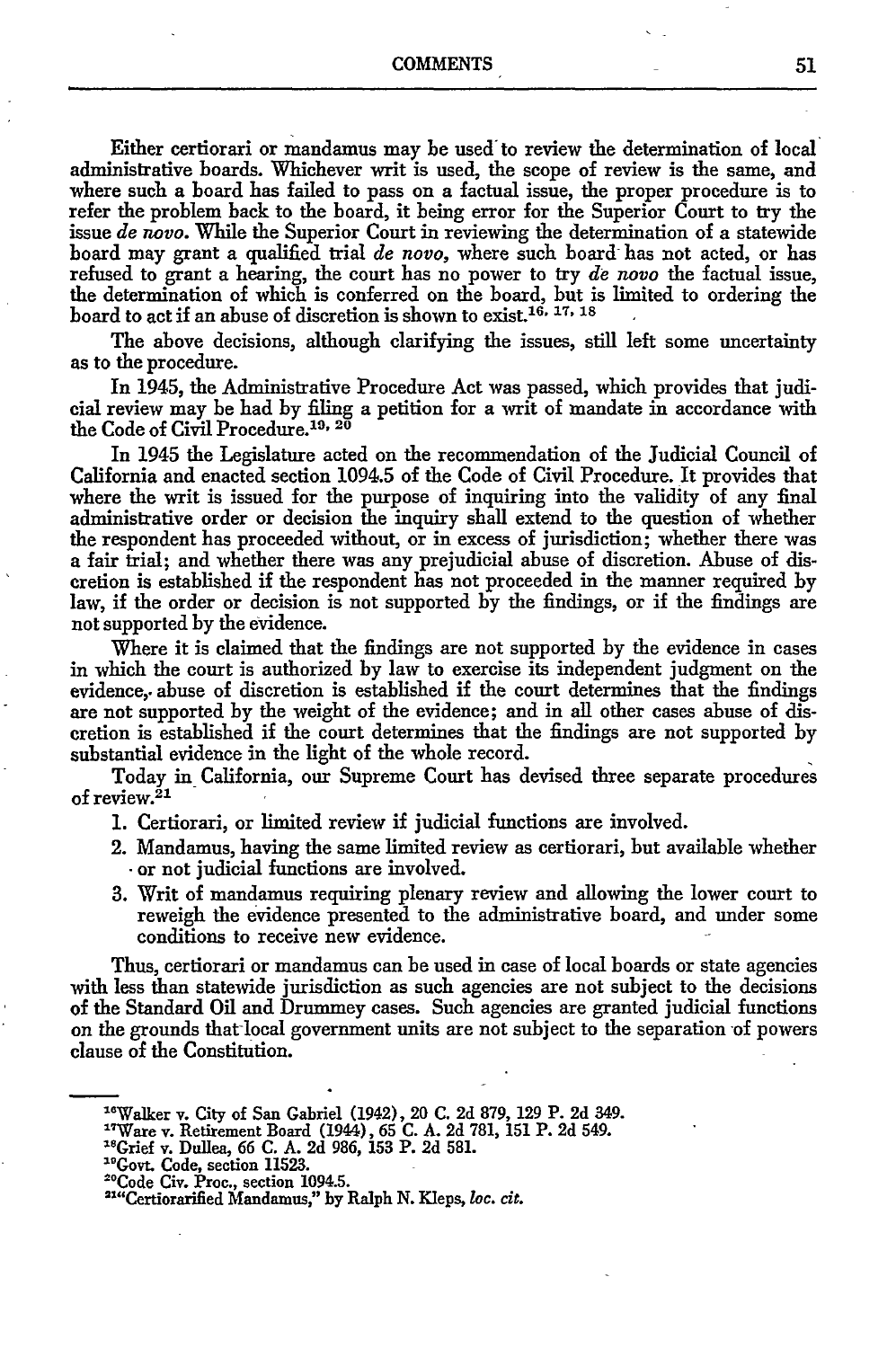Either certiorari or mandamus may be used to review the determination of local administrative boards. Whichever writ is used, the scope of review is the same, and where such a board has failed to pass on a factual issue, the proper procedure is to refer the problem back to the board, it being error for the Superior Court to try the issue *de novo*. While the Superior Court in reviewing the determination of a statewide board may grant a qualified trial *de novo*, where such board has not acted, or has refused to grant a hearing, the court has no power to try *de novo* the factual issue, the determination of which is conferred on the board, but is limited to ordering the board to act if an abuse of discretion is shown to exist.[16, 17, 18]

The above decisions, although clarifying the issues, still left some uncertainty as to the procedure.

In 1945, the Administrative Procedure Act was passed, which provides that judicial review may be had by filing a petition for a writ of mandate in accordance with the Code of Civil Procedure.[19, 20]

In 1945 the Legislature acted on the recommendation of the Judicial Council of California and enacted section 1094.5 of the Code of Civil Procedure. It provides that where the writ is issued for the purpose of inquiring into the validity of any final administrative order or decision the inquiry shall extend to the question of whether the respondent has proceeded without, or in excess of jurisdiction; whether there was a fair trial; and whether there was any prejudicial abuse of discretion. Abuse of discretion is established if the respondent has not proceeded in the manner required by law, if the order or decision is not supported by the findings, or if the findings are not supported by the evidence.

Where it is claimed that the findings are not supported by the evidence in cases in which the court is authorized by law to exercise its independent judgment on the evidence, abuse of discretion is established if the court determines that the findings are not supported by the weight of the evidence; and in all other cases abuse of discretion is established if the court determines that the findings are not supported by substantial evidence in the light of the whole record.

Today in California, our Supreme Court has devised three separate procedures of review.[21]

1. Certiorari, or limited review if judicial functions are involved.
2. Mandamus, having the same limited review as certiorari, but available whether or not judicial functions are involved.
3. Writ of mandamus requiring plenary review and allowing the lower court to reweigh the evidence presented to the administrative board, and under some conditions to receive new evidence.

Thus, certiorari or mandamus can be used in case of local boards or state agencies with less than statewide jurisdiction as such agencies are not subject to the decisions of the Standard Oil and Drummey cases. Such agencies are granted judicial functions on the grounds that local government units are not subject to the separation of powers clause of the Constitution.

---

[16] Walker v. City of San Gabriel (1942), 20 C. 2d 879, 129 P. 2d 349.
[17] Ware v. Retirement Board (1944), 65 C. A. 2d 781, 151 P. 2d 549.
[18] Grief v. Dullea, 66 C. A. 2d 986, 153 P. 2d 581.
[19] Govt. Code, section 11523.
[20] Code Civ. Proc., section 1094.5.
[21] "Certiorarified Mandamus," by Ralph N. Kleps, *loc. cit.*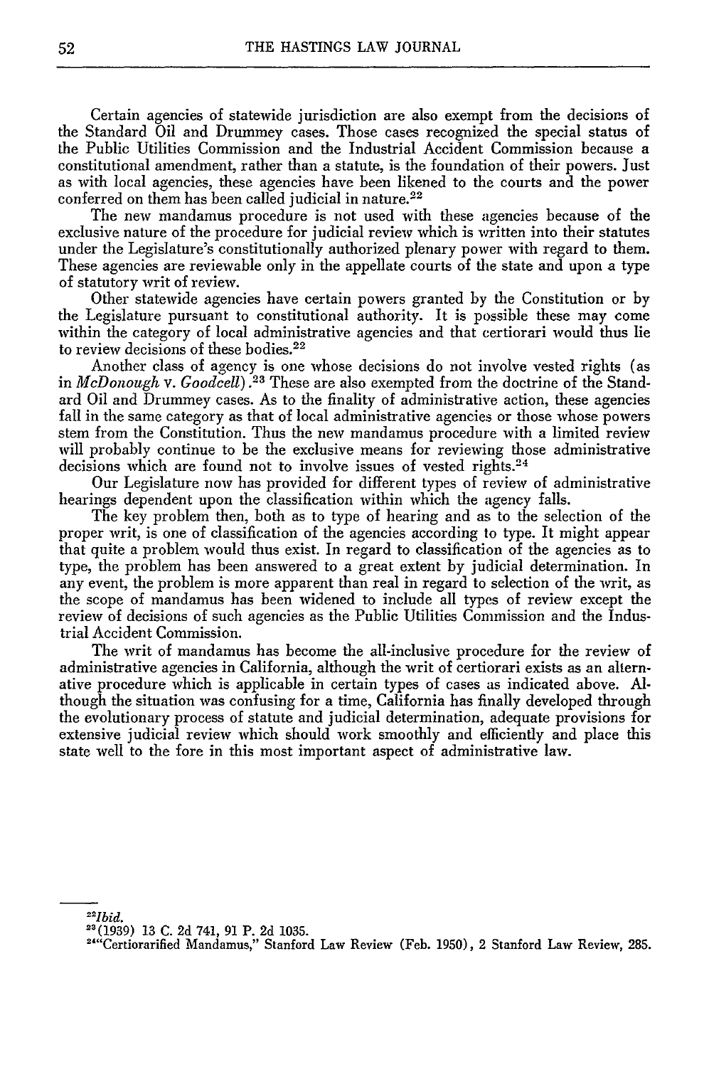Certain agencies of statewide jurisdiction are also exempt from the decisions of the Standard Oil and Drummey cases. Those cases recognized the special status of the Public Utilities Commission and the Industrial Accident Commission because a constitutional amendment, rather than a statute, is the foundation of their powers. Just as with local agencies, these agencies have been likened to the courts and the power conferred on them has been called judicial in nature.[22]

The new mandamus procedure is not used with these agencies because of the exclusive nature of the procedure for judicial review which is written into their statutes under the Legislature's constitutionally authorized plenary power with regard to them. These agencies are reviewable only in the appellate courts of the state and upon a type of statutory writ of review.

Other statewide agencies have certain powers granted by the Constitution or by the Legislature pursuant to constitutional authority. It is possible these may come within the category of local administrative agencies and that certiorari would thus lie to review decisions of these bodies.[22]

Another class of agency is one whose decisions do not involve vested rights (as in *McDonough* v. *Goodcell*).[23] These are also exempted from the doctrine of the Standard Oil and Drummey cases. As to the finality of administrative action, these agencies fall in the same category as that of local administrative agencies or those whose powers stem from the Constitution. Thus the new mandamus procedure with a limited review will probably continue to be the exclusive means for reviewing those administrative decisions which are found not to involve issues of vested rights.[24]

Our Legislature now has provided for different types of review of administrative hearings dependent upon the classification within which the agency falls.

The key problem then, both as to type of hearing and as to the selection of the proper writ, is one of classification of the agencies according to type. It might appear that quite a problem would thus exist. In regard to classification of the agencies as to type, the problem has been answered to a great extent by judicial determination. In any event, the problem is more apparent than real in regard to selection of the writ, as the scope of mandamus has been widened to include all types of review except the review of decisions of such agencies as the Public Utilities Commission and the Industrial Accident Commission.

The writ of mandamus has become the all-inclusive procedure for the review of administrative agencies in California, although the writ of certiorari exists as an alternative procedure which is applicable in certain types of cases as indicated above. Although the situation was confusing for a time, California has finally developed through the evolutionary process of statute and judicial determination, adequate provisions for extensive judicial review which should work smoothly and efficiently and place this state well to the fore in this most important aspect of administrative law.

---

[22] *Ibid.*

[23] (1939) 13 C. 2d 741, 91 P. 2d 1035.

[24] "Certiorarified Mandamus," Stanford Law Review (Feb. 1950), 2 Stanford Law Review, 285.